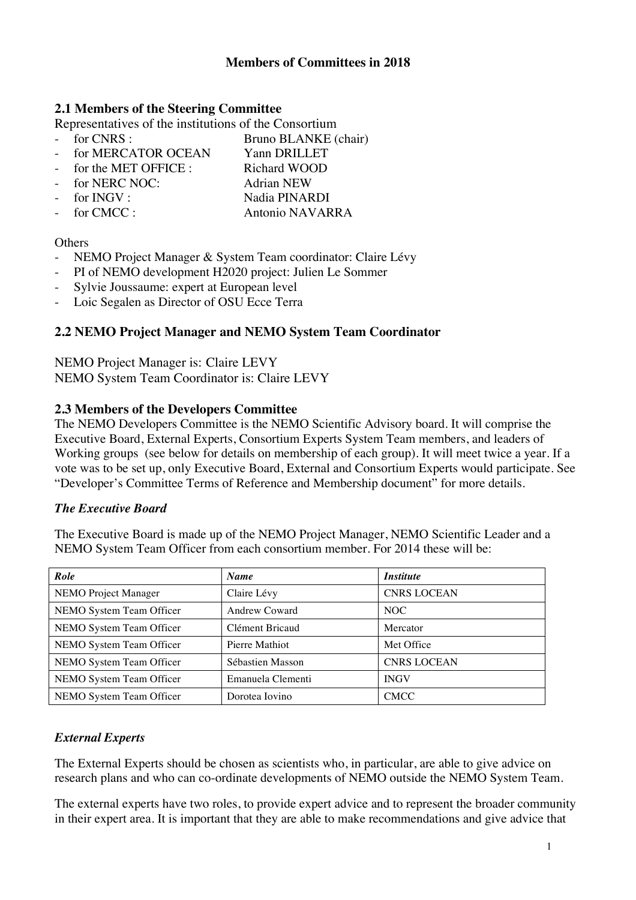# Members of Committees in 2018

## 2.1 Members of the Steering Committee

Representatives of the institutions of the Consortium

- for CNRS : Bruno BLANKE (chair)
- for MERCATOR OCEAN Yann DRILLET
- for the MET OFFICE : Richard WOOD
- for NERC NOC: Adrian NEW
- for INGV : Nadia PINARDI
- for CMCC : Antonio NAVARRA

Others

- NEMO Project Manager & System Team coordinator: Claire Lévy
- PI of NEMO development H2020 project: Julien Le Sommer
- Sylvie Joussaume: expert at European level
- Loic Segalen as Director of OSU Ecce Terra

## 2.2 NEMO Project Manager and NEMO System Team Coordinator

NEMO Project Manager is: Claire LEVY
NEMO System Team Coordinator is: Claire LEVY

## 2.3 Members of the Developers Committee

The NEMO Developers Committee is the NEMO Scientific Advisory board. It will comprise the Executive Board, External Experts, Consortium Experts System Team members, and leaders of Working groups (see below for details on membership of each group). It will meet twice a year. If a vote was to be set up, only Executive Board, External and Consortium Experts would participate. See "Developer's Committee Terms of Reference and Membership document" for more details.

### *The Executive Board*

The Executive Board is made up of the NEMO Project Manager, NEMO Scientific Leader and a NEMO System Team Officer from each consortium member. For 2014 these will be:

| *Role* | *Name* | *Institute* |
|---|---|---|
| NEMO Project Manager | Claire Lévy | CNRS LOCEAN |
| NEMO System Team Officer | Andrew Coward | NOC |
| NEMO System Team Officer | Clément Bricaud | Mercator |
| NEMO System Team Officer | Pierre Mathiot | Met Office |
| NEMO System Team Officer | Sébastien Masson | CNRS LOCEAN |
| NEMO System Team Officer | Emanuela Clementi | INGV |
| NEMO System Team Officer | Dorotea Iovino | CMCC |

### *External Experts*

The External Experts should be chosen as scientists who, in particular, are able to give advice on research plans and who can co-ordinate developments of NEMO outside the NEMO System Team.

The external experts have two roles, to provide expert advice and to represent the broader community in their expert area. It is important that they are able to make recommendations and give advice that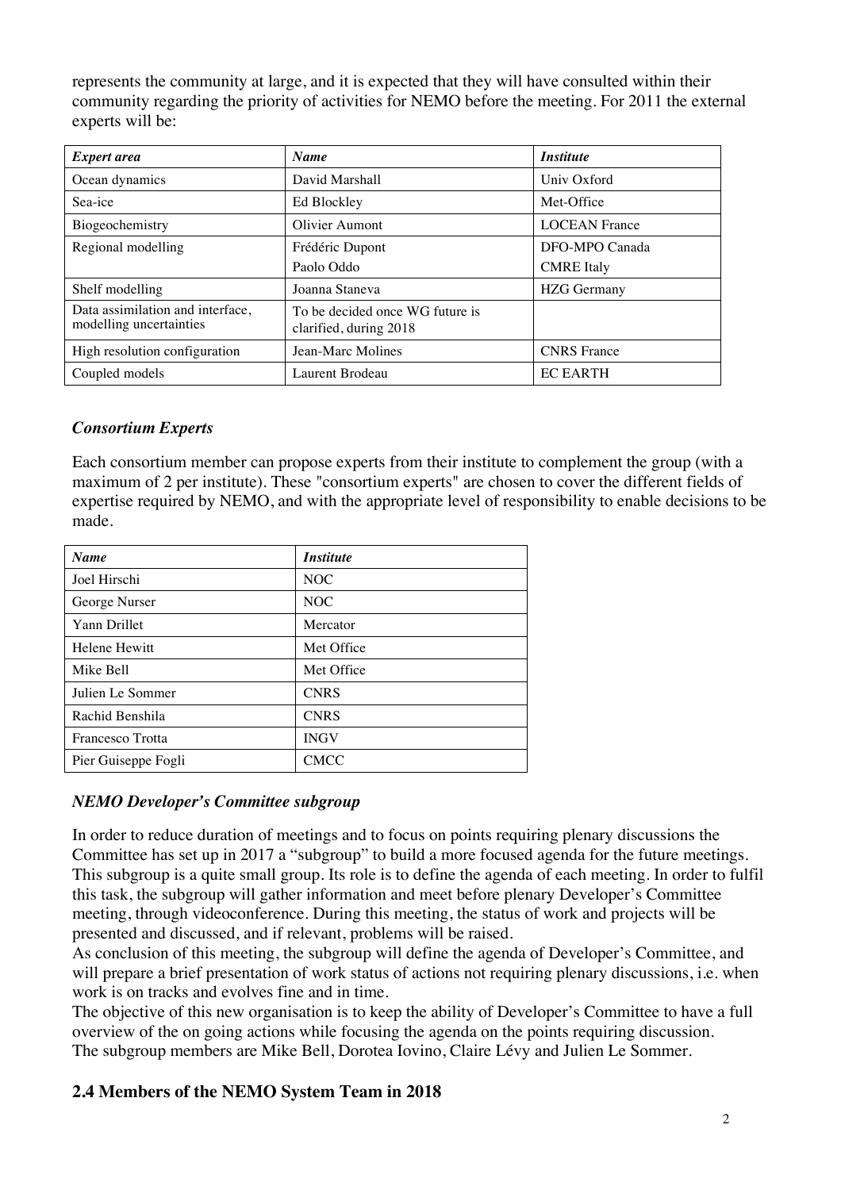represents the community at large, and it is expected that they will have consulted within their community regarding the priority of activities for NEMO before the meeting. For 2011 the external experts will be:

| *Expert area* | *Name* | *Institute* |
|---|---|---|
| Ocean dynamics | David Marshall | Univ Oxford |
| Sea-ice | Ed Blockley | Met-Office |
| Biogeochemistry | Olivier Aumont | LOCEAN France |
| Regional modelling | Frédéric Dupont<br>Paolo Oddo | DFO-MPO Canada<br>CMRE Italy |
| Shelf modelling | Joanna Staneva | HZG Germany |
| Data assimilation and interface, modelling uncertainties | To be decided once WG future is clarified, during 2018 | |
| High resolution configuration | Jean-Marc Molines | CNRS France |
| Coupled models | Laurent Brodeau | EC EARTH |

### *Consortium Experts*

Each consortium member can propose experts from their institute to complement the group (with a maximum of 2 per institute). These "consortium experts" are chosen to cover the different fields of expertise required by NEMO, and with the appropriate level of responsibility to enable decisions to be made.

| *Name* | *Institute* |
|---|---|
| Joel Hirschi | NOC |
| George Nurser | NOC |
| Yann Drillet | Mercator |
| Helene Hewitt | Met Office |
| Mike Bell | Met Office |
| Julien Le Sommer | CNRS |
| Rachid Benshila | CNRS |
| Francesco Trotta | INGV |
| Pier Guiseppe Fogli | CMCC |

### *NEMO Developer's Committee subgroup*

In order to reduce duration of meetings and to focus on points requiring plenary discussions the Committee has set up in 2017 a "subgroup" to build a more focused agenda for the future meetings. This subgroup is a quite small group. Its role is to define the agenda of each meeting. In order to fulfil this task, the subgroup will gather information and meet before plenary Developer's Committee meeting, through videoconference. During this meeting, the status of work and projects will be presented and discussed, and if relevant, problems will be raised.
As conclusion of this meeting, the subgroup will define the agenda of Developer's Committee, and will prepare a brief presentation of work status of actions not requiring plenary discussions, i.e. when work is on tracks and evolves fine and in time.
The objective of this new organisation is to keep the ability of Developer's Committee to have a full overview of the on going actions while focusing the agenda on the points requiring discussion.
The subgroup members are Mike Bell, Dorotea Iovino, Claire Lévy and Julien Le Sommer.

## 2.4 Members of the NEMO System Team in 2018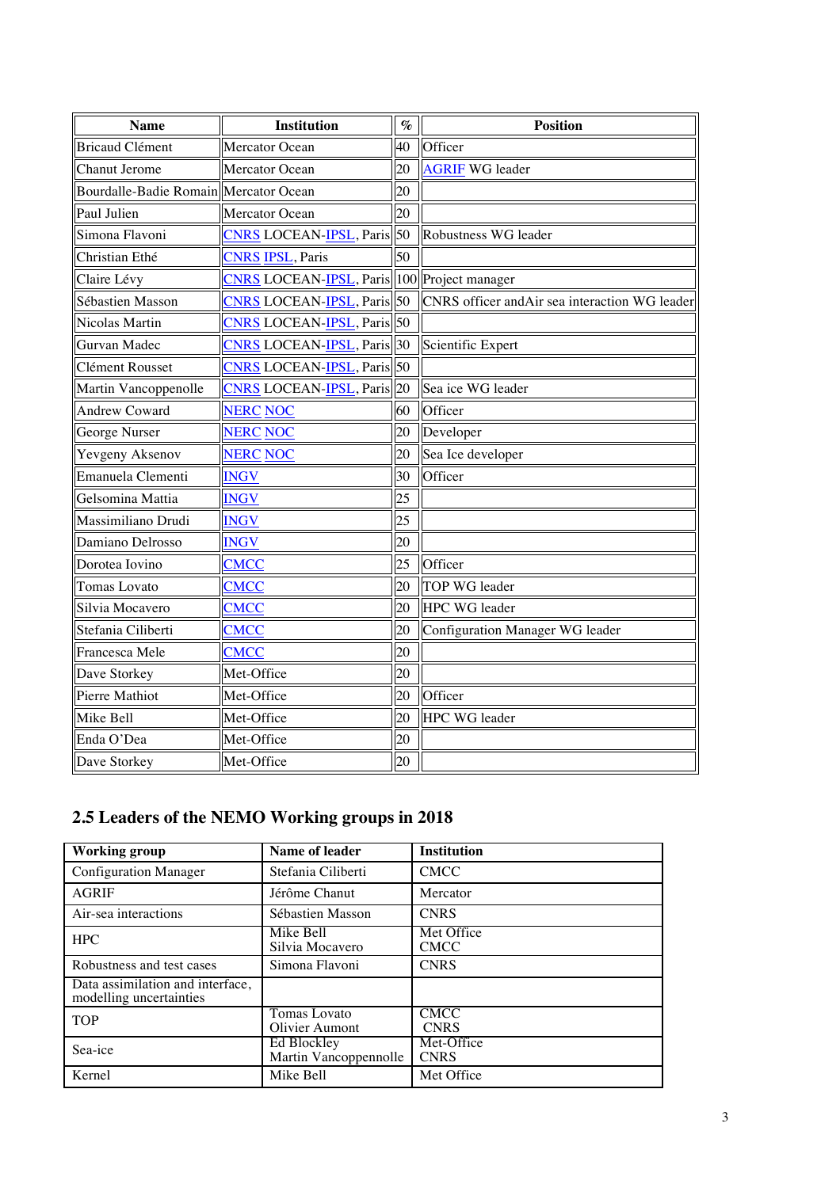| Name | Institution | % | Position |
|---|---|---|---|
| Bricaud Clément | Mercator Ocean | 40 | Officer |
| Chanut Jerome | Mercator Ocean | 20 | AGRIF WG leader |
| Bourdalle-Badie Romain | Mercator Ocean | 20 | |
| Paul Julien | Mercator Ocean | 20 | |
| Simona Flavoni | CNRS LOCEAN-IPSL, Paris | 50 | Robustness WG leader |
| Christian Ethé | CNRS IPSL, Paris | 50 | |
| Claire Lévy | CNRS LOCEAN-IPSL, Paris | 100 | Project manager |
| Sébastien Masson | CNRS LOCEAN-IPSL, Paris | 50 | CNRS officer andAir sea interaction WG leader |
| Nicolas Martin | CNRS LOCEAN-IPSL, Paris | 50 | |
| Gurvan Madec | CNRS LOCEAN-IPSL, Paris | 30 | Scientific Expert |
| Clément Rousset | CNRS LOCEAN-IPSL, Paris | 50 | |
| Martin Vancoppenolle | CNRS LOCEAN-IPSL, Paris | 20 | Sea ice WG leader |
| Andrew Coward | NERC NOC | 60 | Officer |
| George Nurser | NERC NOC | 20 | Developer |
| Yevgeny Aksenov | NERC NOC | 20 | Sea Ice developer |
| Emanuela Clementi | INGV | 30 | Officer |
| Gelsomina Mattia | INGV | 25 | |
| Massimiliano Drudi | INGV | 25 | |
| Damiano Delrosso | INGV | 20 | |
| Dorotea Iovino | CMCC | 25 | Officer |
| Tomas Lovato | CMCC | 20 | TOP WG leader |
| Silvia Mocavero | CMCC | 20 | HPC WG leader |
| Stefania Ciliberti | CMCC | 20 | Configuration Manager WG leader |
| Francesca Mele | CMCC | 20 | |
| Dave Storkey | Met-Office | 20 | |
| Pierre Mathiot | Met-Office | 20 | Officer |
| Mike Bell | Met-Office | 20 | HPC WG leader |
| Enda O'Dea | Met-Office | 20 | |
| Dave Storkey | Met-Office | 20 | |

## 2.5 Leaders of the NEMO Working groups in 2018

| Working group | Name of leader | Institution |
|---|---|---|
| Configuration Manager | Stefania Ciliberti | CMCC |
| AGRIF | Jérôme Chanut | Mercator |
| Air-sea interactions | Sébastien Masson | CNRS |
| HPC | Mike Bell<br>Silvia Mocavero | Met Office<br>CMCC |
| Robustness and test cases | Simona Flavoni | CNRS |
| Data assimilation and interface, modelling uncertainties | | |
| TOP | Tomas Lovato<br>Olivier Aumont | CMCC<br>CNRS |
| Sea-ice | Ed Blockley<br>Martin Vancoppennolle | Met-Office<br>CNRS |
| Kernel | Mike Bell | Met Office |